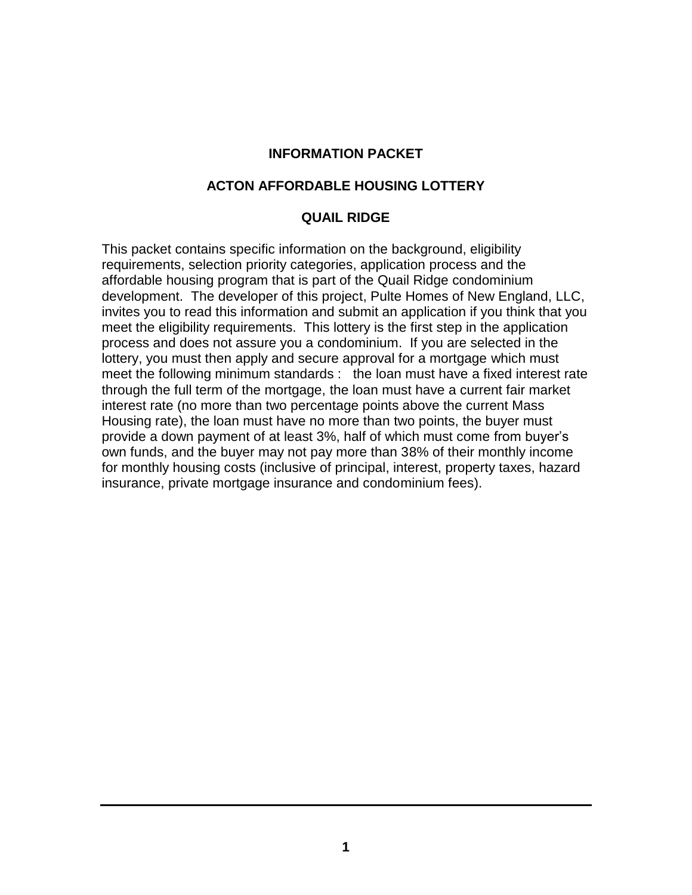# INFORMATION PACKET

## ACTON AFFORDABLE HOUSING LOTTERY

## QUAIL RIDGE

This packet contains specific information on the background, eligibility requirements, selection priority categories, application process and the affordable housing program that is part of the Quail Ridge condominium development. The developer of this project, Pulte Homes of New England, LLC, invites you to read this information and submit an application if you think that you meet the eligibility requirements. This lottery is the first step in the application process and does not assure you a condominium. If you are selected in the lottery, you must then apply and secure approval for a mortgage which must meet the following minimum standards : the loan must have a fixed interest rate through the full term of the mortgage, the loan must have a current fair market interest rate (no more than two percentage points above the current Mass Housing rate), the loan must have no more than two points, the buyer must provide a down payment of at least 3%, half of which must come from buyer's own funds, and the buyer may not pay more than 38% of their monthly income for monthly housing costs (inclusive of principal, interest, property taxes, hazard insurance, private mortgage insurance and condominium fees).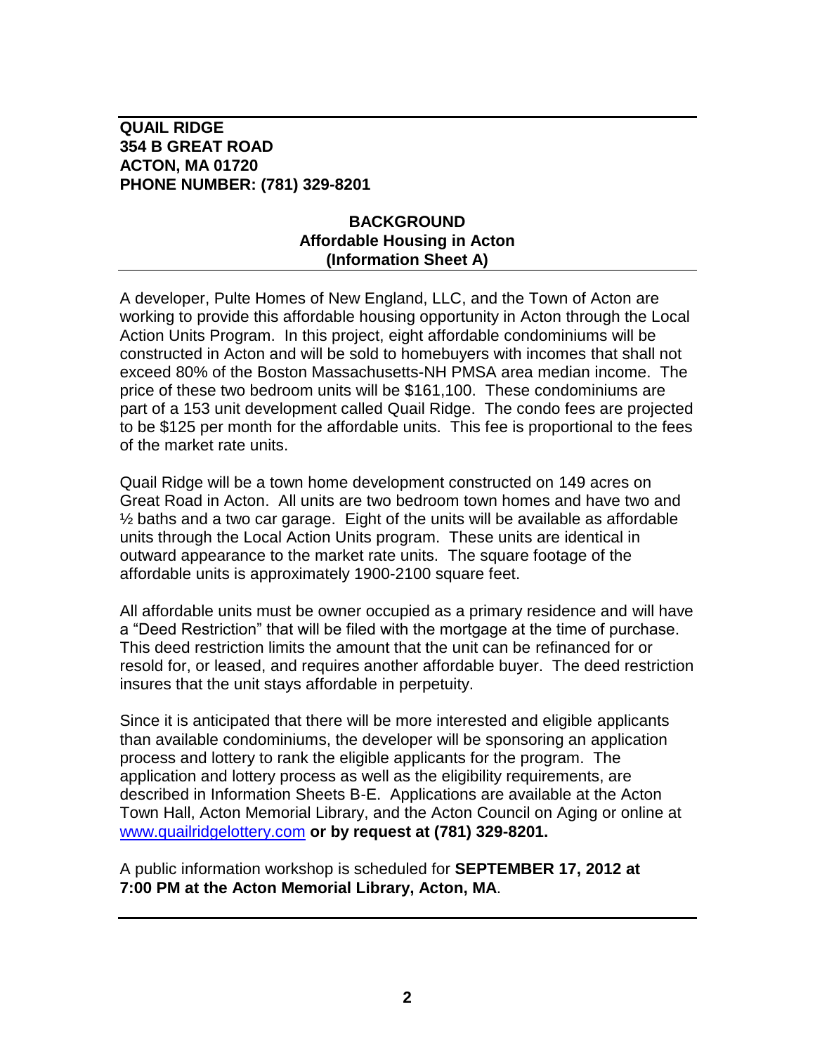**QUAIL RIDGE**
**354 B GREAT ROAD**
**ACTON, MA 01720**
**PHONE NUMBER: (781) 329-8201**

## BACKGROUND
## Affordable Housing in Acton
## (Information Sheet A)

A developer, Pulte Homes of New England, LLC, and the Town of Acton are working to provide this affordable housing opportunity in Acton through the Local Action Units Program. In this project, eight affordable condominiums will be constructed in Acton and will be sold to homebuyers with incomes that shall not exceed 80% of the Boston Massachusetts-NH PMSA area median income. The price of these two bedroom units will be $161,100. These condominiums are part of a 153 unit development called Quail Ridge. The condo fees are projected to be $125 per month for the affordable units. This fee is proportional to the fees of the market rate units.

Quail Ridge will be a town home development constructed on 149 acres on Great Road in Acton. All units are two bedroom town homes and have two and ½ baths and a two car garage. Eight of the units will be available as affordable units through the Local Action Units program. These units are identical in outward appearance to the market rate units. The square footage of the affordable units is approximately 1900-2100 square feet.

All affordable units must be owner occupied as a primary residence and will have a "Deed Restriction" that will be filed with the mortgage at the time of purchase. This deed restriction limits the amount that the unit can be refinanced for or resold for, or leased, and requires another affordable buyer. The deed restriction insures that the unit stays affordable in perpetuity.

Since it is anticipated that there will be more interested and eligible applicants than available condominiums, the developer will be sponsoring an application process and lottery to rank the eligible applicants for the program. The application and lottery process as well as the eligibility requirements, are described in Information Sheets B-E. Applications are available at the Acton Town Hall, Acton Memorial Library, and the Acton Council on Aging or online at [www.quailridgelottery.com](http://www.quailridgelottery.com) **or by request at (781) 329-8201.**

A public information workshop is scheduled for **SEPTEMBER 17, 2012 at 7:00 PM at the Acton Memorial Library, Acton, MA**.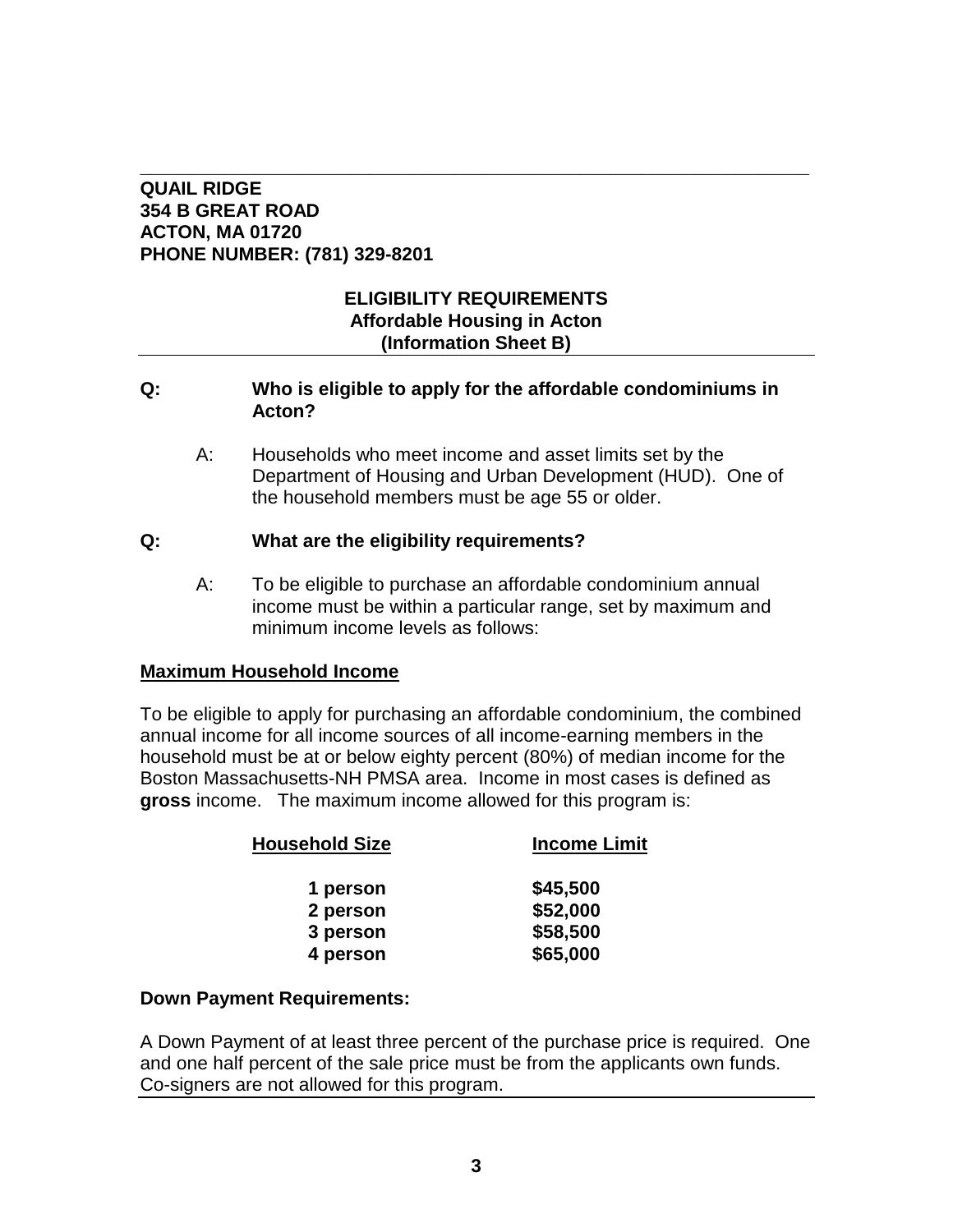**QUAIL RIDGE**
**354 B GREAT ROAD**
**ACTON, MA 01720**
**PHONE NUMBER: (781) 329-8201**

## ELIGIBILITY REQUIREMENTS
### Affordable Housing in Acton
### (Information Sheet B)

**Q: Who is eligible to apply for the affordable condominiums in Acton?**

A: Households who meet income and asset limits set by the Department of Housing and Urban Development (HUD). One of the household members must be age 55 or older.

**Q: What are the eligibility requirements?**

A: To be eligible to purchase an affordable condominium annual income must be within a particular range, set by maximum and minimum income levels as follows:

**Maximum Household Income**

To be eligible to apply for purchasing an affordable condominium, the combined annual income for all income sources of all income-earning members in the household must be at or below eighty percent (80%) of median income for the Boston Massachusetts-NH PMSA area. Income in most cases is defined as **gross** income. The maximum income allowed for this program is:

| Household Size | Income Limit |
|---|---|
| 1 person | $45,500 |
| 2 person | $52,000 |
| 3 person | $58,500 |
| 4 person | $65,000 |

**Down Payment Requirements:**

A Down Payment of at least three percent of the purchase price is required. One and one half percent of the sale price must be from the applicants own funds. Co-signers are not allowed for this program.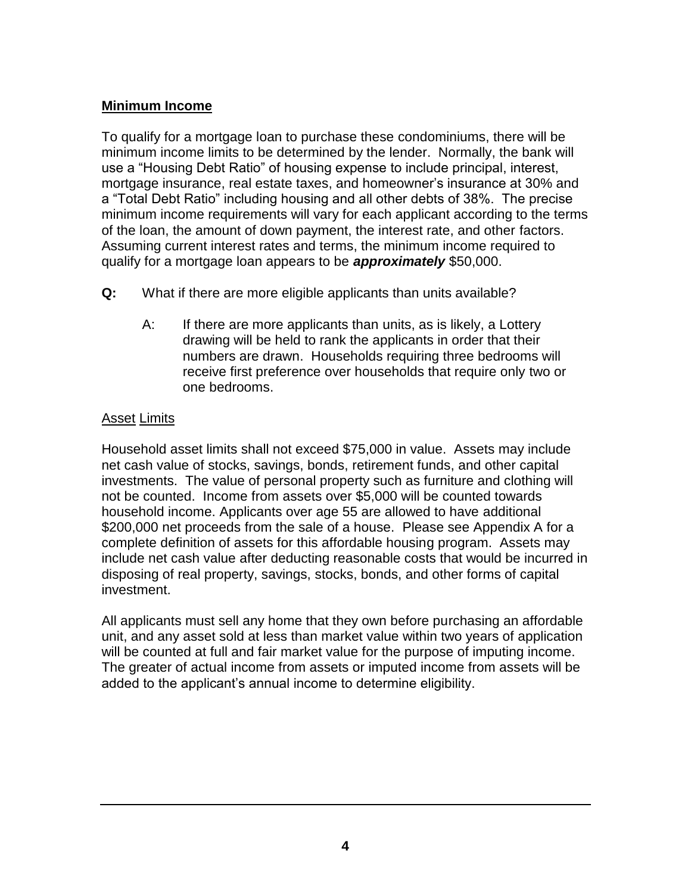## Minimum Income

To qualify for a mortgage loan to purchase these condominiums, there will be minimum income limits to be determined by the lender. Normally, the bank will use a "Housing Debt Ratio" of housing expense to include principal, interest, mortgage insurance, real estate taxes, and homeowner's insurance at 30% and a "Total Debt Ratio" including housing and all other debts of 38%. The precise minimum income requirements will vary for each applicant according to the terms of the loan, the amount of down payment, the interest rate, and other factors. Assuming current interest rates and terms, the minimum income required to qualify for a mortgage loan appears to be ***approximately*** $50,000.

**Q:** What if there are more eligible applicants than units available?

> A: If there are more applicants than units, as is likely, a Lottery drawing will be held to rank the applicants in order that their numbers are drawn. Households requiring three bedrooms will receive first preference over households that require only two or one bedrooms.

### Asset Limits

Household asset limits shall not exceed $75,000 in value. Assets may include net cash value of stocks, savings, bonds, retirement funds, and other capital investments. The value of personal property such as furniture and clothing will not be counted. Income from assets over $5,000 will be counted towards household income. Applicants over age 55 are allowed to have additional $200,000 net proceeds from the sale of a house. Please see Appendix A for a complete definition of assets for this affordable housing program. Assets may include net cash value after deducting reasonable costs that would be incurred in disposing of real property, savings, stocks, bonds, and other forms of capital investment.

All applicants must sell any home that they own before purchasing an affordable unit, and any asset sold at less than market value within two years of application will be counted at full and fair market value for the purpose of imputing income. The greater of actual income from assets or imputed income from assets will be added to the applicant's annual income to determine eligibility.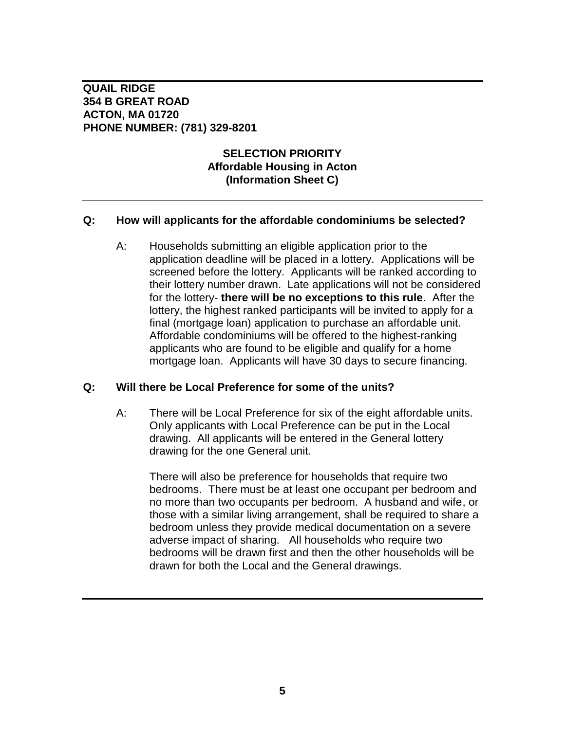**QUAIL RIDGE**
**354 B GREAT ROAD**
**ACTON, MA 01720**
**PHONE NUMBER: (781) 329-8201**

## SELECTION PRIORITY
### Affordable Housing in Acton
### (Information Sheet C)

---

**Q: How will applicants for the affordable condominiums be selected?**

A: Households submitting an eligible application prior to the application deadline will be placed in a lottery. Applications will be screened before the lottery. Applicants will be ranked according to their lottery number drawn. Late applications will not be considered for the lottery- **there will be no exceptions to this rule**. After the lottery, the highest ranked participants will be invited to apply for a final (mortgage loan) application to purchase an affordable unit. Affordable condominiums will be offered to the highest-ranking applicants who are found to be eligible and qualify for a home mortgage loan. Applicants will have 30 days to secure financing.

**Q: Will there be Local Preference for some of the units?**

A: There will be Local Preference for six of the eight affordable units. Only applicants with Local Preference can be put in the Local drawing. All applicants will be entered in the General lottery drawing for the one General unit.

There will also be preference for households that require two bedrooms. There must be at least one occupant per bedroom and no more than two occupants per bedroom. A husband and wife, or those with a similar living arrangement, shall be required to share a bedroom unless they provide medical documentation on a severe adverse impact of sharing. All households who require two bedrooms will be drawn first and then the other households will be drawn for both the Local and the General drawings.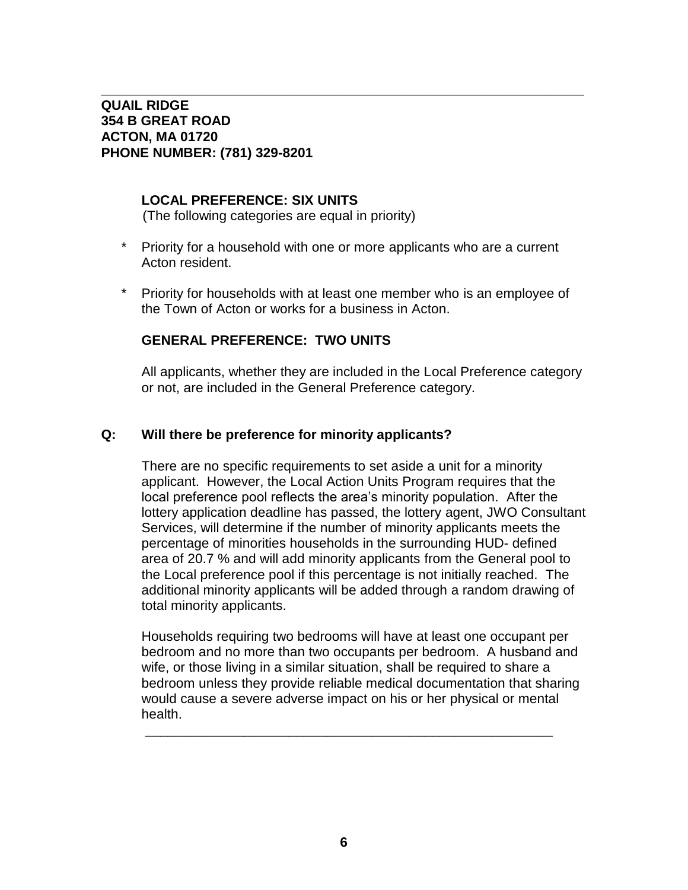**QUAIL RIDGE**
**354 B GREAT ROAD**
**ACTON, MA 01720**
**PHONE NUMBER: (781) 329-8201**

**LOCAL PREFERENCE: SIX UNITS**
(The following categories are equal in priority)

* Priority for a household with one or more applicants who are a current Acton resident.
* Priority for households with at least one member who is an employee of the Town of Acton or works for a business in Acton.

**GENERAL PREFERENCE: TWO UNITS**

All applicants, whether they are included in the Local Preference category or not, are included in the General Preference category.

**Q: Will there be preference for minority applicants?**

There are no specific requirements to set aside a unit for a minority applicant. However, the Local Action Units Program requires that the local preference pool reflects the area's minority population. After the lottery application deadline has passed, the lottery agent, JWO Consultant Services, will determine if the number of minority applicants meets the percentage of minorities households in the surrounding HUD- defined area of 20.7 % and will add minority applicants from the General pool to the Local preference pool if this percentage is not initially reached. The additional minority applicants will be added through a random drawing of total minority applicants.

Households requiring two bedrooms will have at least one occupant per bedroom and no more than two occupants per bedroom. A husband and wife, or those living in a similar situation, shall be required to share a bedroom unless they provide reliable medical documentation that sharing would cause a severe adverse impact on his or her physical or mental health.

---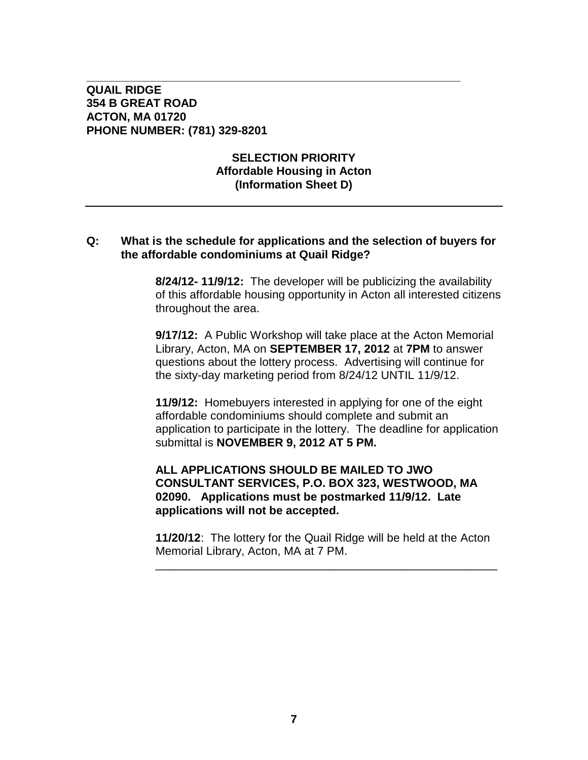**QUAIL RIDGE**
**354 B GREAT ROAD**
**ACTON, MA 01720**
**PHONE NUMBER: (781) 329-8201**

**SELECTION PRIORITY**
**Affordable Housing in Acton**
**(Information Sheet D)**

---

**Q: What is the schedule for applications and the selection of buyers for the affordable condominiums at Quail Ridge?**

**8/24/12- 11/9/12:** The developer will be publicizing the availability of this affordable housing opportunity in Acton all interested citizens throughout the area.

**9/17/12:** A Public Workshop will take place at the Acton Memorial Library, Acton, MA on **SEPTEMBER 17, 2012** at **7PM** to answer questions about the lottery process. Advertising will continue for the sixty-day marketing period from 8/24/12 UNTIL 11/9/12.

**11/9/12:** Homebuyers interested in applying for one of the eight affordable condominiums should complete and submit an application to participate in the lottery. The deadline for application submittal is **NOVEMBER 9, 2012 AT 5 PM.**

**ALL APPLICATIONS SHOULD BE MAILED TO JWO CONSULTANT SERVICES, P.O. BOX 323, WESTWOOD, MA 02090. Applications must be postmarked 11/9/12. Late applications will not be accepted.**

**11/20/12**: The lottery for the Quail Ridge will be held at the Acton Memorial Library, Acton, MA at 7 PM.

---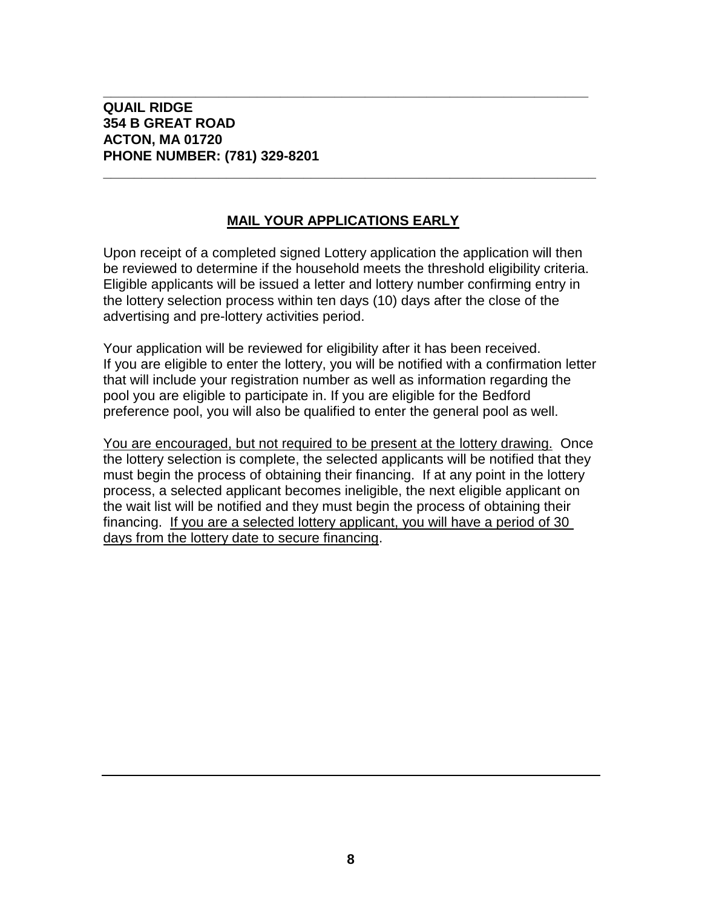**QUAIL RIDGE**
**354 B GREAT ROAD**
**ACTON, MA 01720**
**PHONE NUMBER: (781) 329-8201**

---

## <u>MAIL YOUR APPLICATIONS EARLY</u>

Upon receipt of a completed signed Lottery application the application will then be reviewed to determine if the household meets the threshold eligibility criteria. Eligible applicants will be issued a letter and lottery number confirming entry in the lottery selection process within ten days (10) days after the close of the advertising and pre-lottery activities period.

Your application will be reviewed for eligibility after it has been received. If you are eligible to enter the lottery, you will be notified with a confirmation letter that will include your registration number as well as information regarding the pool you are eligible to participate in. If you are eligible for the Bedford preference pool, you will also be qualified to enter the general pool as well.

<u>You are encouraged, but not required to be present at the lottery drawing.</u> Once the lottery selection is complete, the selected applicants will be notified that they must begin the process of obtaining their financing. If at any point in the lottery process, a selected applicant becomes ineligible, the next eligible applicant on the wait list will be notified and they must begin the process of obtaining their financing. <u>If you are a selected lottery applicant, you will have a period of 30 days from the lottery date to secure financing</u>.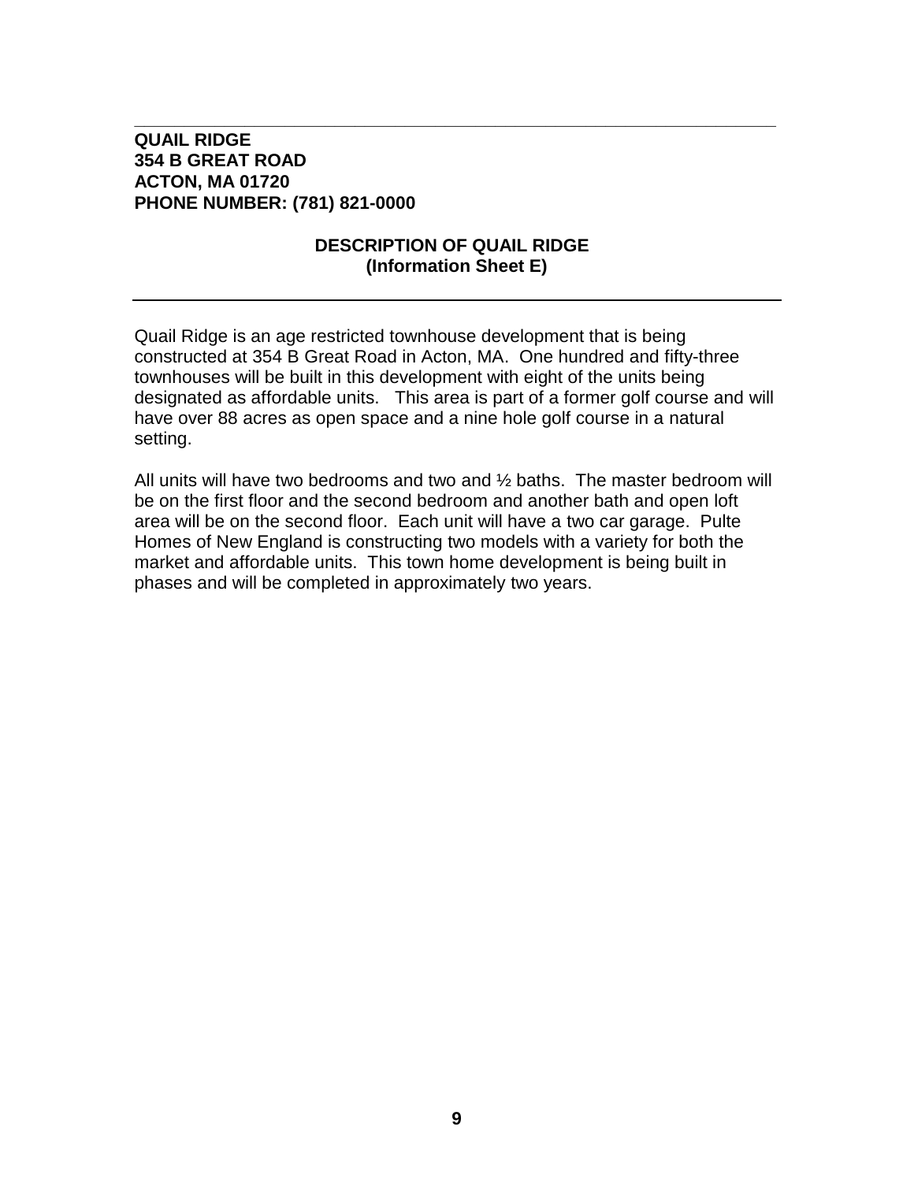**QUAIL RIDGE**
**354 B GREAT ROAD**
**ACTON, MA 01720**
**PHONE NUMBER: (781) 821-0000**

## DESCRIPTION OF QUAIL RIDGE
### (Information Sheet E)

Quail Ridge is an age restricted townhouse development that is being constructed at 354 B Great Road in Acton, MA. One hundred and fifty-three townhouses will be built in this development with eight of the units being designated as affordable units. This area is part of a former golf course and will have over 88 acres as open space and a nine hole golf course in a natural setting.

All units will have two bedrooms and two and ½ baths. The master bedroom will be on the first floor and the second bedroom and another bath and open loft area will be on the second floor. Each unit will have a two car garage. Pulte Homes of New England is constructing two models with a variety for both the market and affordable units. This town home development is being built in phases and will be completed in approximately two years.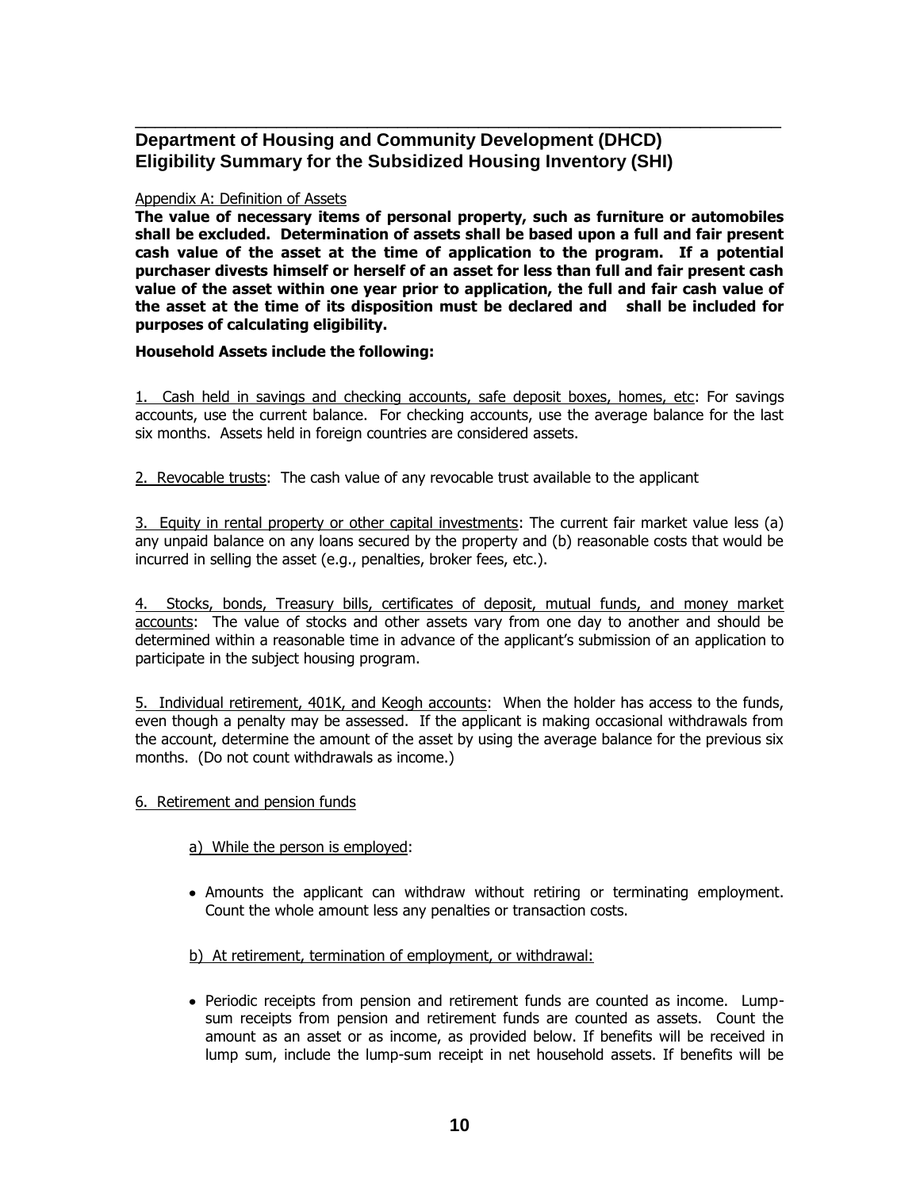## Department of Housing and Community Development (DHCD)
## Eligibility Summary for the Subsidized Housing Inventory (SHI)

Appendix A: Definition of Assets

**The value of necessary items of personal property, such as furniture or automobiles shall be excluded. Determination of assets shall be based upon a full and fair present cash value of the asset at the time of application to the program. If a potential purchaser divests himself or herself of an asset for less than full and fair present cash value of the asset within one year prior to application, the full and fair cash value of the asset at the time of its disposition must be declared and shall be included for purposes of calculating eligibility.**

**Household Assets include the following:**

1. Cash held in savings and checking accounts, safe deposit boxes, homes, etc: For savings accounts, use the current balance. For checking accounts, use the average balance for the last six months. Assets held in foreign countries are considered assets.

2. Revocable trusts: The cash value of any revocable trust available to the applicant

3. Equity in rental property or other capital investments: The current fair market value less (a) any unpaid balance on any loans secured by the property and (b) reasonable costs that would be incurred in selling the asset (e.g., penalties, broker fees, etc.).

4. Stocks, bonds, Treasury bills, certificates of deposit, mutual funds, and money market accounts: The value of stocks and other assets vary from one day to another and should be determined within a reasonable time in advance of the applicant's submission of an application to participate in the subject housing program.

5. Individual retirement, 401K, and Keogh accounts: When the holder has access to the funds, even though a penalty may be assessed. If the applicant is making occasional withdrawals from the account, determine the amount of the asset by using the average balance for the previous six months. (Do not count withdrawals as income.)

6. Retirement and pension funds

a) While the person is employed:

- Amounts the applicant can withdraw without retiring or terminating employment. Count the whole amount less any penalties or transaction costs.

b) At retirement, termination of employment, or withdrawal:

- Periodic receipts from pension and retirement funds are counted as income. Lump-sum receipts from pension and retirement funds are counted as assets. Count the amount as an asset or as income, as provided below. If benefits will be received in lump sum, include the lump-sum receipt in net household assets. If benefits will be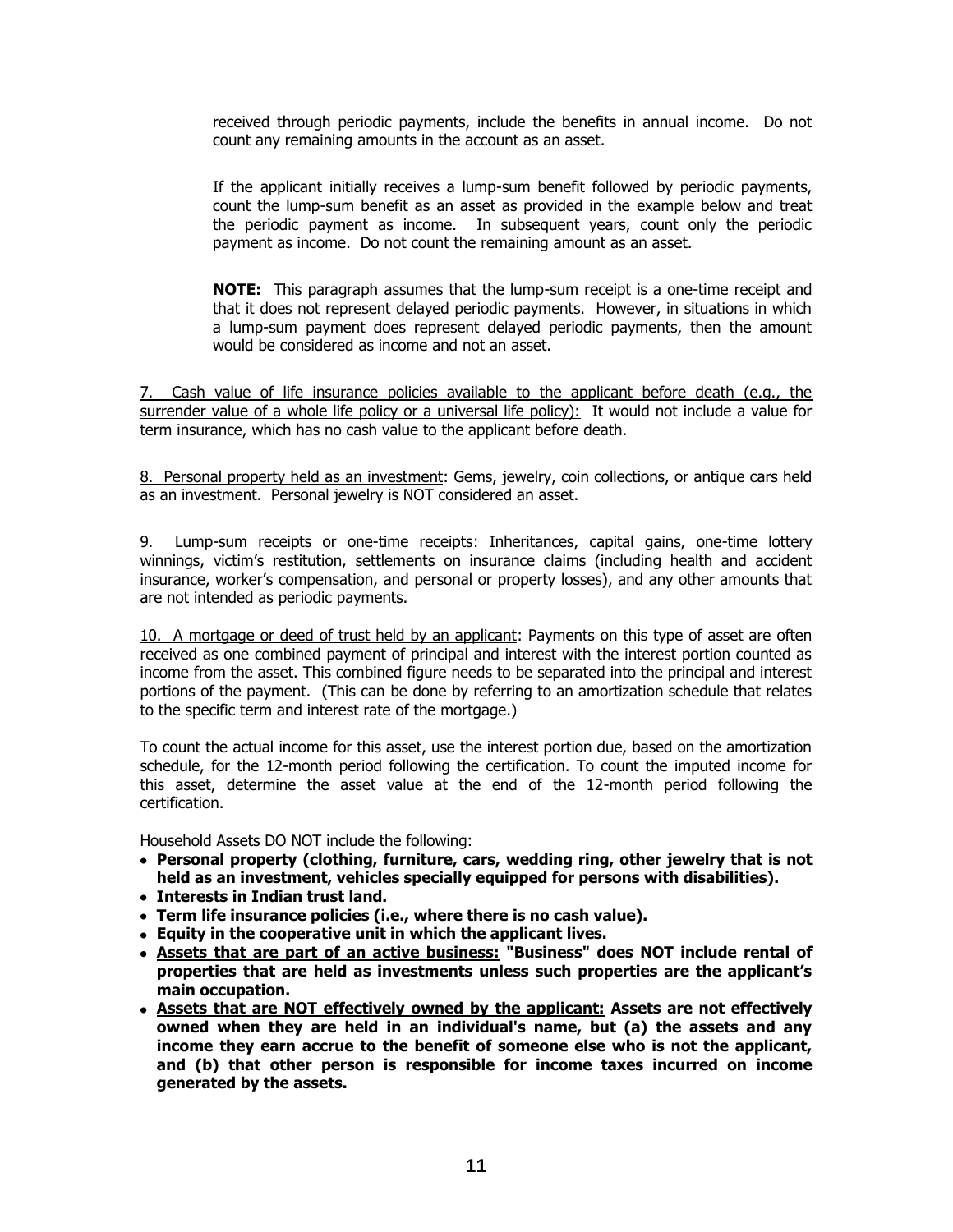received through periodic payments, include the benefits in annual income. Do not count any remaining amounts in the account as an asset.

If the applicant initially receives a lump-sum benefit followed by periodic payments, count the lump-sum benefit as an asset as provided in the example below and treat the periodic payment as income. In subsequent years, count only the periodic payment as income. Do not count the remaining amount as an asset.

**NOTE:** This paragraph assumes that the lump-sum receipt is a one-time receipt and that it does not represent delayed periodic payments. However, in situations in which a lump-sum payment does represent delayed periodic payments, then the amount would be considered as income and not an asset.

<u>7. Cash value of life insurance policies available to the applicant before death (e.g., the surrender value of a whole life policy or a universal life policy):</u> It would not include a value for term insurance, which has no cash value to the applicant before death.

<u>8. Personal property held as an investment</u>: Gems, jewelry, coin collections, or antique cars held as an investment. Personal jewelry is NOT considered an asset.

<u>9. Lump-sum receipts or one-time receipts</u>: Inheritances, capital gains, one-time lottery winnings, victim's restitution, settlements on insurance claims (including health and accident insurance, worker's compensation, and personal or property losses), and any other amounts that are not intended as periodic payments.

<u>10. A mortgage or deed of trust held by an applicant</u>: Payments on this type of asset are often received as one combined payment of principal and interest with the interest portion counted as income from the asset. This combined figure needs to be separated into the principal and interest portions of the payment. (This can be done by referring to an amortization schedule that relates to the specific term and interest rate of the mortgage.)

To count the actual income for this asset, use the interest portion due, based on the amortization schedule, for the 12-month period following the certification. To count the imputed income for this asset, determine the asset value at the end of the 12-month period following the certification.

Household Assets DO NOT include the following:

- **Personal property (clothing, furniture, cars, wedding ring, other jewelry that is not held as an investment, vehicles specially equipped for persons with disabilities).**
- **Interests in Indian trust land.**
- **Term life insurance policies (i.e., where there is no cash value).**
- **Equity in the cooperative unit in which the applicant lives.**
- **<u>Assets that are part of an active business:</u> "Business" does NOT include rental of properties that are held as investments unless such properties are the applicant's main occupation.**
- **<u>Assets that are NOT effectively owned by the applicant:</u> Assets are not effectively owned when they are held in an individual's name, but (a) the assets and any income they earn accrue to the benefit of someone else who is not the applicant, and (b) that other person is responsible for income taxes incurred on income generated by the assets.**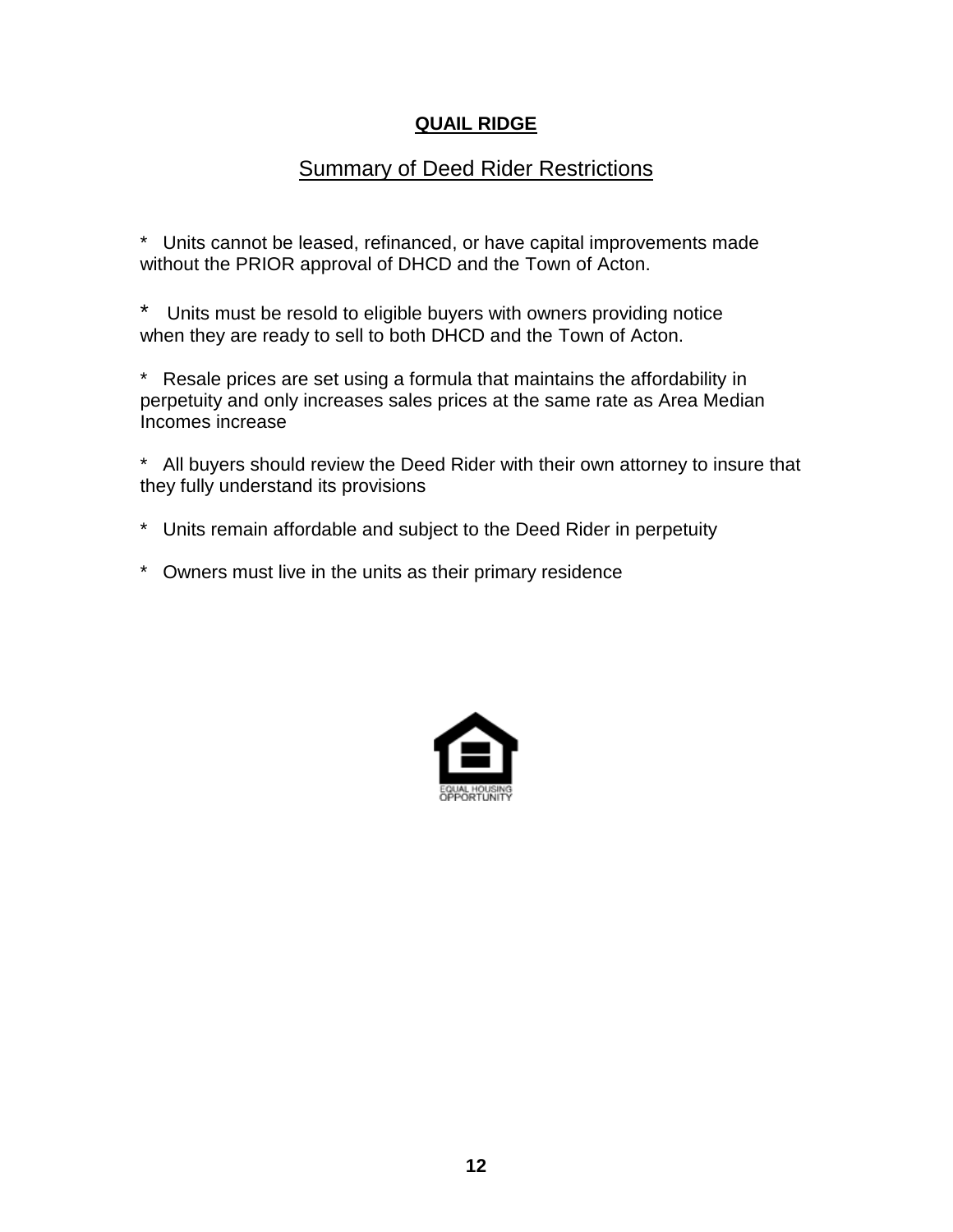**QUAIL RIDGE**

## Summary of Deed Rider Restrictions

* Units cannot be leased, refinanced, or have capital improvements made without the PRIOR approval of DHCD and the Town of Acton.

* Units must be resold to eligible buyers with owners providing notice when they are ready to sell to both DHCD and the Town of Acton.

* Resale prices are set using a formula that maintains the affordability in perpetuity and only increases sales prices at the same rate as Area Median Incomes increase

* All buyers should review the Deed Rider with their own attorney to insure that they fully understand its provisions

* Units remain affordable and subject to the Deed Rider in perpetuity

* Owners must live in the units as their primary residence

EQUAL HOUSING OPPORTUNITY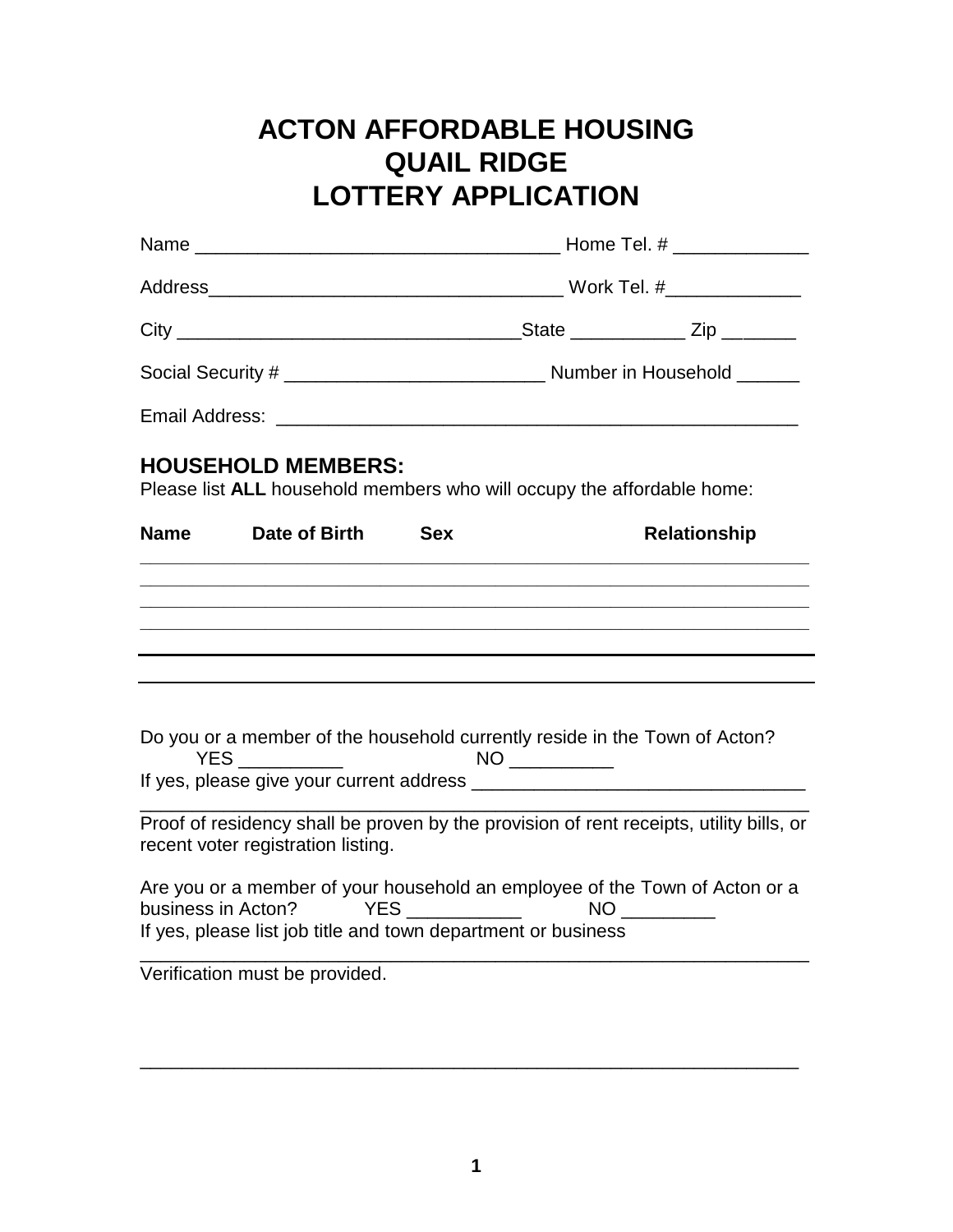# ACTON AFFORDABLE HOUSING
# QUAIL RIDGE
# LOTTERY APPLICATION

Name ___________________________________ Home Tel. # _____________

Address__________________________________ Work Tel. #_____________

City _________________________________State ___________ Zip _______

Social Security # _________________________ Number in Household ______

Email Address: __________________________________________________

## HOUSEHOLD MEMBERS:

Please list **ALL** household members who will occupy the affordable home:

| Name | Date of Birth | Sex | Relationship |
|---|---|---|---|
| | | | |
| | | | |
| | | | |
| | | | |
| | | | |
| | | | |

Do you or a member of the household currently reside in the Town of Acton?
YES __________ NO __________
If yes, please give your current address ________________________________
_________________________________________________________________
Proof of residency shall be proven by the provision of rent receipts, utility bills, or recent voter registration listing.

Are you or a member of your household an employee of the Town of Acton or a business in Acton? YES ___________ NO _________
If yes, please list job title and town department or business
_________________________________________________________________
Verification must be provided.

_________________________________________________________________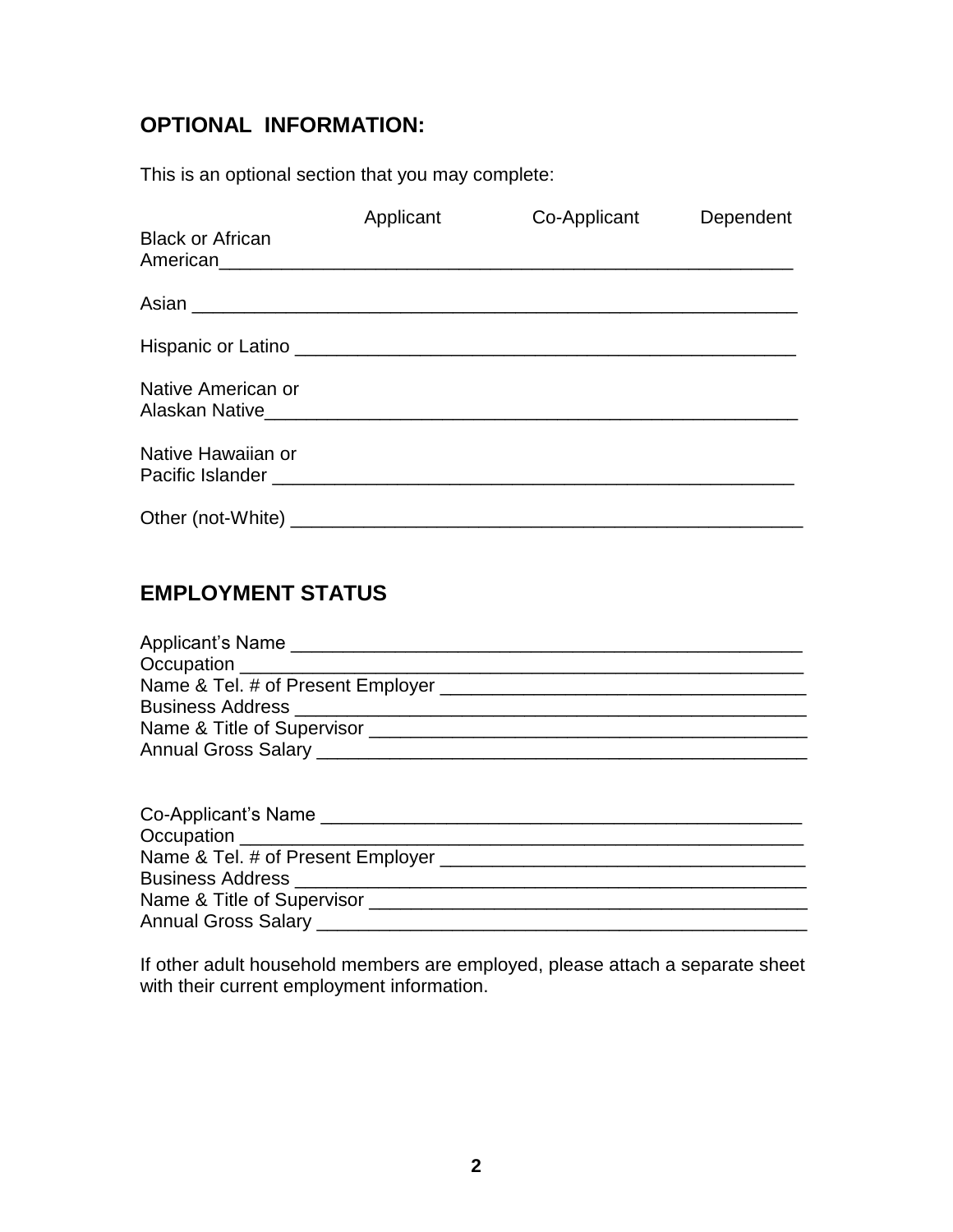## OPTIONAL INFORMATION:

This is an optional section that you may complete:

| | Applicant | Co-Applicant | Dependent |
|---|---|---|---|
| Black or African American | | | |
| Asian | | | |
| Hispanic or Latino | | | |
| Native American or Alaskan Native | | | |
| Native Hawaiian or Pacific Islander | | | |
| Other (not-White) | | | |

## EMPLOYMENT STATUS

Applicant's Name ____________________________________________
Occupation ________________________________________________
Name & Tel. # of Present Employer ______________________________
Business Address ___________________________________________
Name & Title of Supervisor ____________________________________
Annual Gross Salary _________________________________________

Co-Applicant's Name _________________________________________
Occupation ________________________________________________
Name & Tel. # of Present Employer ______________________________
Business Address ___________________________________________
Name & Title of Supervisor ____________________________________
Annual Gross Salary _________________________________________

If other adult household members are employed, please attach a separate sheet with their current employment information.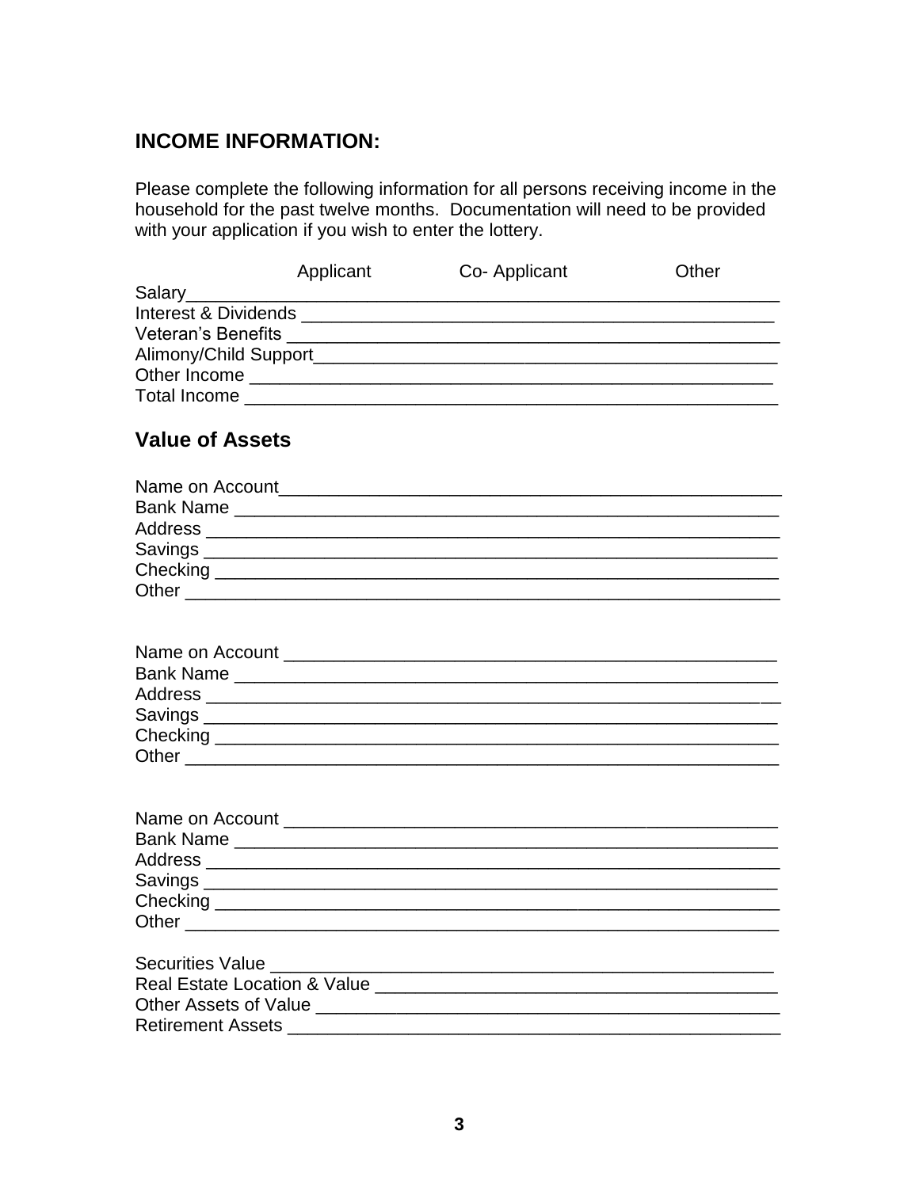## INCOME INFORMATION:

Please complete the following information for all persons receiving income in the household for the past twelve months. Documentation will need to be provided with your application if you wish to enter the lottery.

| | Applicant | Co- Applicant | Other |
|---|---|---|---|
| Salary | | | |
| Interest & Dividends | | | |
| Veteran's Benefits | | | |
| Alimony/Child Support | | | |
| Other Income | | | |
| Total Income | | | |

## Value of Assets

Name on Account_______________________________________________
Bank Name ___________________________________________________
Address _____________________________________________________
Savings _____________________________________________________
Checking ____________________________________________________
Other _______________________________________________________

Name on Account _______________________________________________
Bank Name ___________________________________________________
Address _____________________________________________________
Savings _____________________________________________________
Checking ____________________________________________________
Other _______________________________________________________

Name on Account _______________________________________________
Bank Name ___________________________________________________
Address _____________________________________________________
Savings _____________________________________________________
Checking ____________________________________________________
Other _______________________________________________________

Securities Value _______________________________________________
Real Estate Location & Value _____________________________________
Other Assets of Value ___________________________________________
Retirement Assets ______________________________________________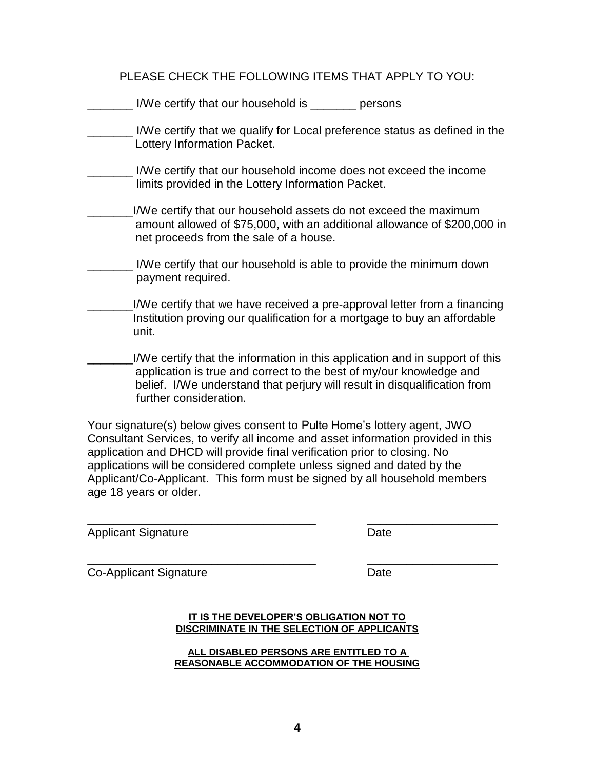PLEASE CHECK THE FOLLOWING ITEMS THAT APPLY TO YOU:

_______ I/We certify that our household is _______ persons

_______ I/We certify that we qualify for Local preference status as defined in the Lottery Information Packet.

_______ I/We certify that our household income does not exceed the income limits provided in the Lottery Information Packet.

_______ I/We certify that our household assets do not exceed the maximum amount allowed of $75,000, with an additional allowance of $200,000 in net proceeds from the sale of a house.

_______ I/We certify that our household is able to provide the minimum down payment required.

_______ I/We certify that we have received a pre-approval letter from a financing Institution proving our qualification for a mortgage to buy an affordable unit.

_______ I/We certify that the information in this application and in support of this application is true and correct to the best of my/our knowledge and belief. I/We understand that perjury will result in disqualification from further consideration.

Your signature(s) below gives consent to Pulte Home's lottery agent, JWO Consultant Services, to verify all income and asset information provided in this application and DHCD will provide final verification prior to closing. No applications will be considered complete unless signed and dated by the Applicant/Co-Applicant. This form must be signed by all household members age 18 years or older.

_____________________________________ _____________________

Applicant Signature Date

_____________________________________ _____________________

Co-Applicant Signature Date

**IT IS THE DEVELOPER'S OBLIGATION NOT TO DISCRIMINATE IN THE SELECTION OF APPLICANTS**

**ALL DISABLED PERSONS ARE ENTITLED TO A REASONABLE ACCOMMODATION OF THE HOUSING**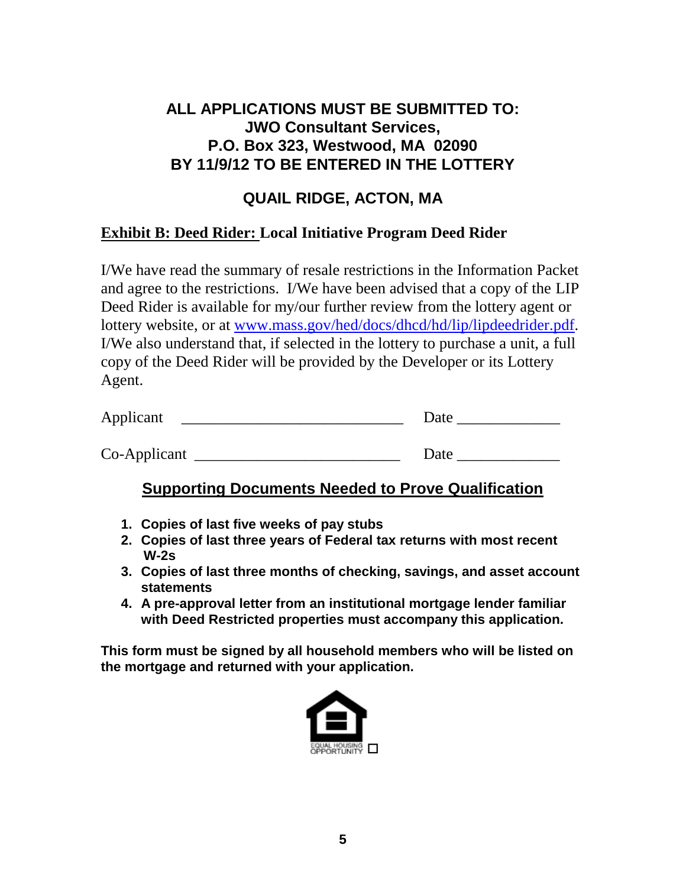**ALL APPLICATIONS MUST BE SUBMITTED TO:**
**JWO Consultant Services,**
**P.O. Box 323, Westwood, MA 02090**
**BY 11/9/12 TO BE ENTERED IN THE LOTTERY**

## QUAIL RIDGE, ACTON, MA

**Exhibit B: Deed Rider: Local Initiative Program Deed Rider**

I/We have read the summary of resale restrictions in the Information Packet and agree to the restrictions. I/We have been advised that a copy of the LIP Deed Rider is available for my/our further review from the lottery agent or lottery website, or at www.mass.gov/hed/docs/dhcd/hd/lip/lipdeedrider.pdf. I/We also understand that, if selected in the lottery to purchase a unit, a full copy of the Deed Rider will be provided by the Developer or its Lottery Agent.

Applicant ____________________________ Date _____________

Co-Applicant __________________________ Date _____________

## Supporting Documents Needed to Prove Qualification

1. **Copies of last five weeks of pay stubs**
2. **Copies of last three years of Federal tax returns with most recent W-2s**
3. **Copies of last three months of checking, savings, and asset account statements**
4. **A pre-approval letter from an institutional mortgage lender familiar with Deed Restricted properties must accompany this application.**

**This form must be signed by all household members who will be listed on the mortgage and returned with your application.**

EQUAL HOUSING OPPORTUNITY